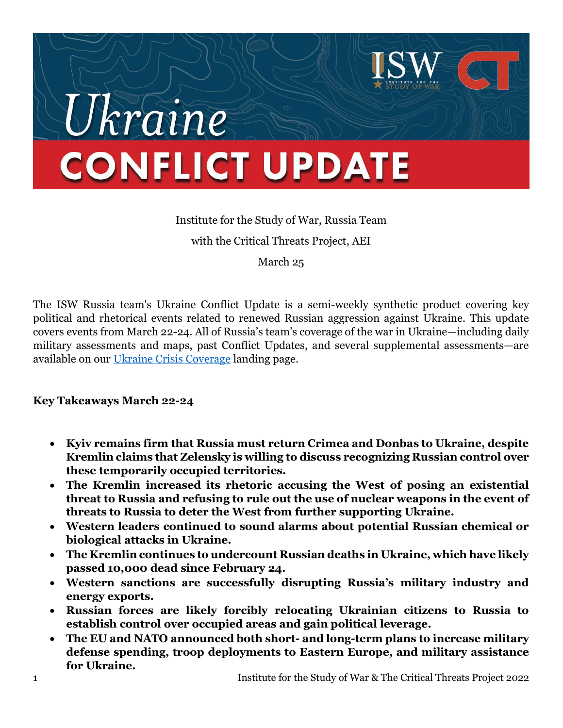# Ukraine CONFLICT UPDATE

Institute for the Study of War, Russia Team

with the Critical Threats Project, AEI

March 25

The ISW Russia team's Ukraine Conflict Update is a semi-weekly synthetic product covering key political and rhetorical events related to renewed Russian aggression against Ukraine. This update covers events from March 22-24. All of Russia's team's coverage of the war in Ukraine—including daily military assessments and maps, past Conflict Updates, and several supplemental assessments—are available on our [Ukraine Crisis Coverage](Ukraine Crisis Coverage) landing page.

**Key Takeaways March 22-24**

- **Kyiv remains firm that Russia must return Crimea and Donbas to Ukraine, despite Kremlin claims that Zelensky is willing to discuss recognizing Russian control over these temporarily occupied territories.**
- **The Kremlin increased its rhetoric accusing the West of posing an existential threat to Russia and refusing to rule out the use of nuclear weapons in the event of threats to Russia to deter the West from further supporting Ukraine.**
- **Western leaders continued to sound alarms about potential Russian chemical or biological attacks in Ukraine.**
- **The Kremlin continues to undercount Russian deaths in Ukraine, which have likely passed 10,000 dead since February 24.**
- **Western sanctions are successfully disrupting Russia's military industry and energy exports.**
- **Russian forces are likely forcibly relocating Ukrainian citizens to Russia to establish control over occupied areas and gain political leverage.**
- **The EU and NATO announced both short- and long-term plans to increase military defense spending, troop deployments to Eastern Europe, and military assistance for Ukraine.**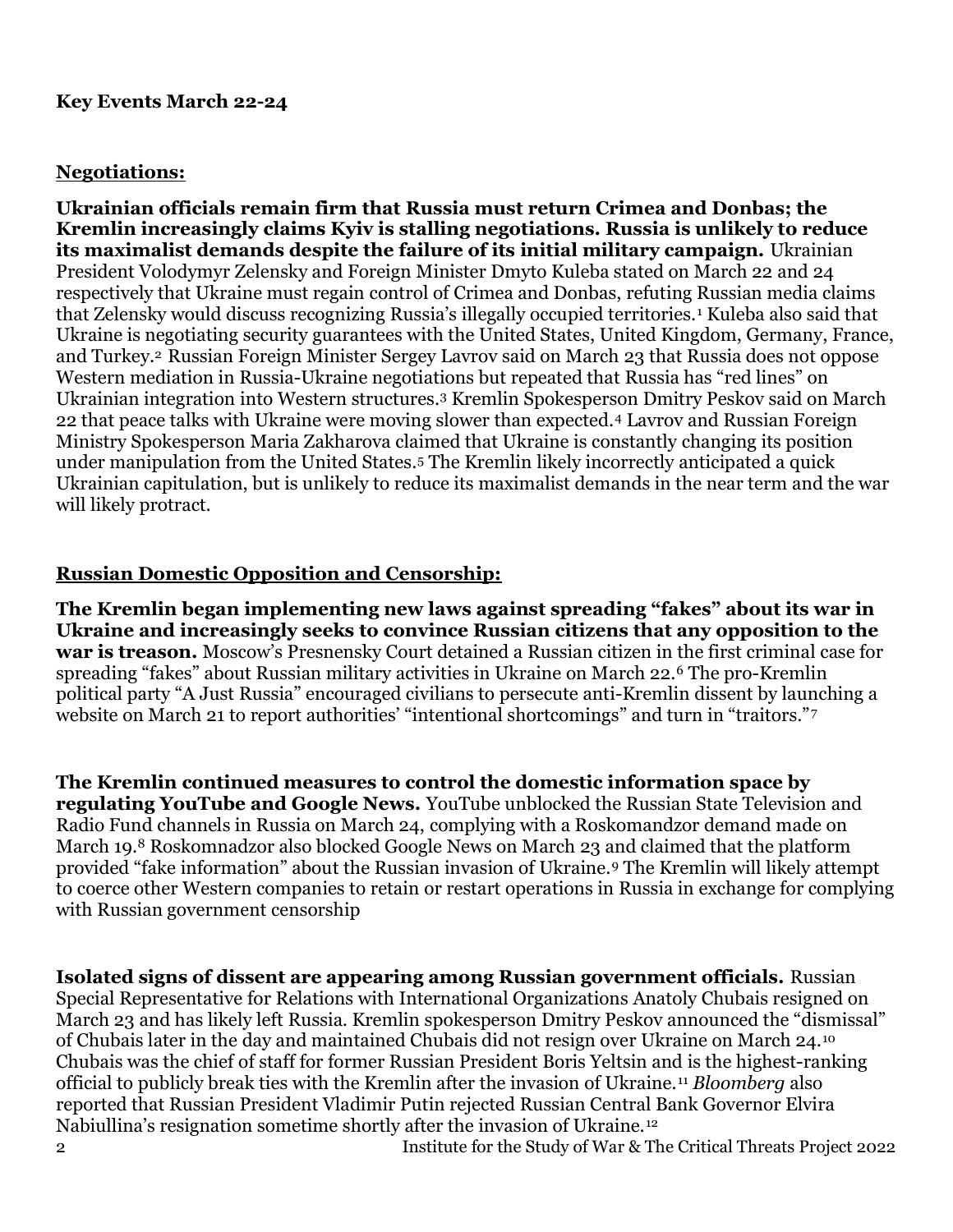**Key Events March 22-24**

**Negotiations:**

**Ukrainian officials remain firm that Russia must return Crimea and Donbas; the Kremlin increasingly claims Kyiv is stalling negotiations. Russia is unlikely to reduce its maximalist demands despite the failure of its initial military campaign.** Ukrainian President Volodymyr Zelensky and Foreign Minister Dmyto Kuleba stated on March 22 and 24 respectively that Ukraine must regain control of Crimea and Donbas, refuting Russian media claims that Zelensky would discuss recognizing Russia's illegally occupied territories.[1] Kuleba also said that Ukraine is negotiating security guarantees with the United States, United Kingdom, Germany, France, and Turkey.[2] Russian Foreign Minister Sergey Lavrov said on March 23 that Russia does not oppose Western mediation in Russia-Ukraine negotiations but repeated that Russia has "red lines" on Ukrainian integration into Western structures.[3] Kremlin Spokesperson Dmitry Peskov said on March 22 that peace talks with Ukraine were moving slower than expected.[4] Lavrov and Russian Foreign Ministry Spokesperson Maria Zakharova claimed that Ukraine is constantly changing its position under manipulation from the United States.[5] The Kremlin likely incorrectly anticipated a quick Ukrainian capitulation, but is unlikely to reduce its maximalist demands in the near term and the war will likely protract.

**Russian Domestic Opposition and Censorship:**

**The Kremlin began implementing new laws against spreading "fakes" about its war in Ukraine and increasingly seeks to convince Russian citizens that any opposition to the war is treason.** Moscow's Presnensky Court detained a Russian citizen in the first criminal case for spreading "fakes" about Russian military activities in Ukraine on March 22.[6] The pro-Kremlin political party "A Just Russia" encouraged civilians to persecute anti-Kremlin dissent by launching a website on March 21 to report authorities' "intentional shortcomings" and turn in "traitors."[7]

**The Kremlin continued measures to control the domestic information space by regulating YouTube and Google News.** YouTube unblocked the Russian State Television and Radio Fund channels in Russia on March 24, complying with a Roskomandzor demand made on March 19.[8] Roskomnadzor also blocked Google News on March 23 and claimed that the platform provided "fake information" about the Russian invasion of Ukraine.[9] The Kremlin will likely attempt to coerce other Western companies to retain or restart operations in Russia in exchange for complying with Russian government censorship

**Isolated signs of dissent are appearing among Russian government officials.** Russian Special Representative for Relations with International Organizations Anatoly Chubais resigned on March 23 and has likely left Russia. Kremlin spokesperson Dmitry Peskov announced the "dismissal" of Chubais later in the day and maintained Chubais did not resign over Ukraine on March 24.[10] Chubais was the chief of staff for former Russian President Boris Yeltsin and is the highest-ranking official to publicly break ties with the Kremlin after the invasion of Ukraine.[11] *Bloomberg* also reported that Russian President Vladimir Putin rejected Russian Central Bank Governor Elvira Nabiullina's resignation sometime shortly after the invasion of Ukraine.[12]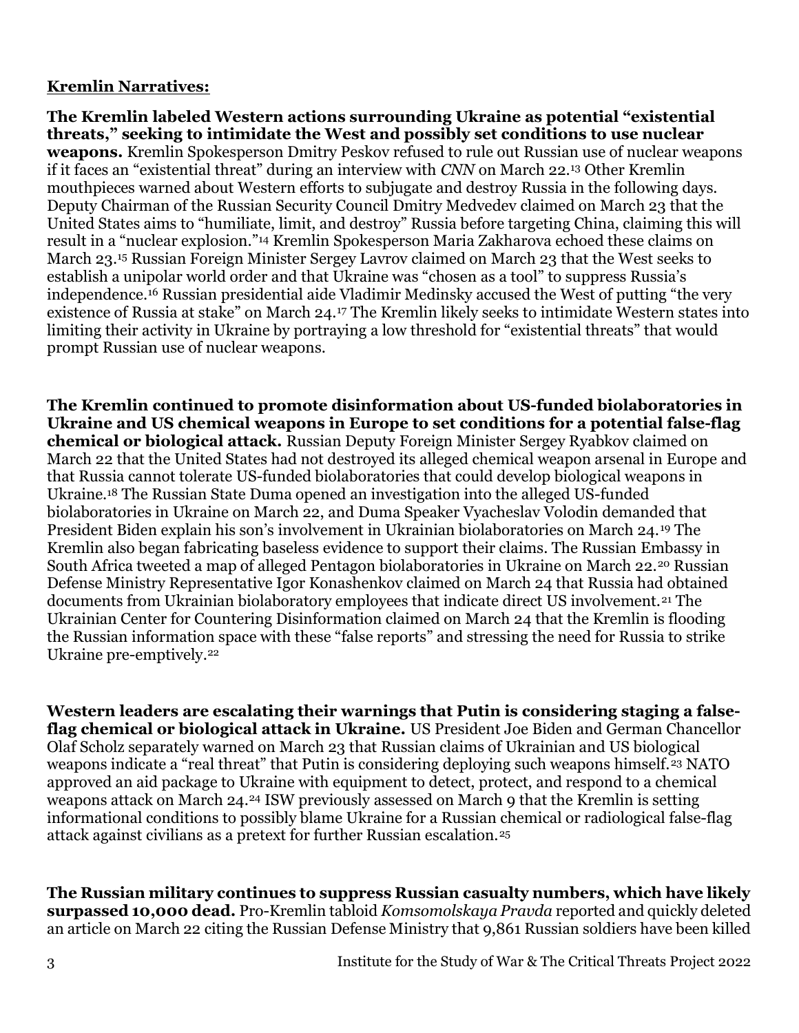**Kremlin Narratives:**

**The Kremlin labeled Western actions surrounding Ukraine as potential "existential threats," seeking to intimidate the West and possibly set conditions to use nuclear weapons.** Kremlin Spokesperson Dmitry Peskov refused to rule out Russian use of nuclear weapons if it faces an "existential threat" during an interview with *CNN* on March 22.[13] Other Kremlin mouthpieces warned about Western efforts to subjugate and destroy Russia in the following days. Deputy Chairman of the Russian Security Council Dmitry Medvedev claimed on March 23 that the United States aims to "humiliate, limit, and destroy" Russia before targeting China, claiming this will result in a "nuclear explosion."[14] Kremlin Spokesperson Maria Zakharova echoed these claims on March 23.[15] Russian Foreign Minister Sergey Lavrov claimed on March 23 that the West seeks to establish a unipolar world order and that Ukraine was "chosen as a tool" to suppress Russia's independence.[16] Russian presidential aide Vladimir Medinsky accused the West of putting "the very existence of Russia at stake" on March 24.[17] The Kremlin likely seeks to intimidate Western states into limiting their activity in Ukraine by portraying a low threshold for "existential threats" that would prompt Russian use of nuclear weapons.

**The Kremlin continued to promote disinformation about US-funded biolaboratories in Ukraine and US chemical weapons in Europe to set conditions for a potential false-flag chemical or biological attack.** Russian Deputy Foreign Minister Sergey Ryabkov claimed on March 22 that the United States had not destroyed its alleged chemical weapon arsenal in Europe and that Russia cannot tolerate US-funded biolaboratories that could develop biological weapons in Ukraine.[18] The Russian State Duma opened an investigation into the alleged US-funded biolaboratories in Ukraine on March 22, and Duma Speaker Vyacheslav Volodin demanded that President Biden explain his son's involvement in Ukrainian biolaboratories on March 24.[19] The Kremlin also began fabricating baseless evidence to support their claims. The Russian Embassy in South Africa tweeted a map of alleged Pentagon biolaboratories in Ukraine on March 22.[20] Russian Defense Ministry Representative Igor Konashenkov claimed on March 24 that Russia had obtained documents from Ukrainian biolaboratory employees that indicate direct US involvement.[21] The Ukrainian Center for Countering Disinformation claimed on March 24 that the Kremlin is flooding the Russian information space with these "false reports" and stressing the need for Russia to strike Ukraine pre-emptively.[22]

**Western leaders are escalating their warnings that Putin is considering staging a false-flag chemical or biological attack in Ukraine.** US President Joe Biden and German Chancellor Olaf Scholz separately warned on March 23 that Russian claims of Ukrainian and US biological weapons indicate a "real threat" that Putin is considering deploying such weapons himself.[23] NATO approved an aid package to Ukraine with equipment to detect, protect, and respond to a chemical weapons attack on March 24.[24] ISW previously assessed on March 9 that the Kremlin is setting informational conditions to possibly blame Ukraine for a Russian chemical or radiological false-flag attack against civilians as a pretext for further Russian escalation.[25]

**The Russian military continues to suppress Russian casualty numbers, which have likely surpassed 10,000 dead.** Pro-Kremlin tabloid *Komsomolskaya Pravda* reported and quickly deleted an article on March 22 citing the Russian Defense Ministry that 9,861 Russian soldiers have been killed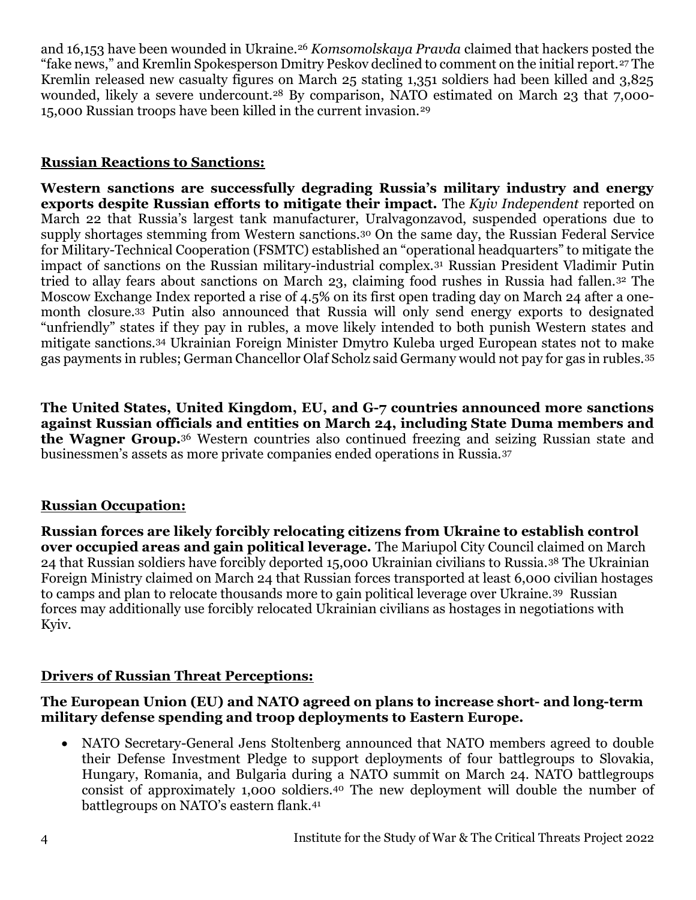and 16,153 have been wounded in Ukraine.[26] *Komsomolskaya Pravda* claimed that hackers posted the "fake news," and Kremlin Spokesperson Dmitry Peskov declined to comment on the initial report.[27] The Kremlin released new casualty figures on March 25 stating 1,351 soldiers had been killed and 3,825 wounded, likely a severe undercount.[28] By comparison, NATO estimated on March 23 that 7,000-15,000 Russian troops have been killed in the current invasion.[29]

## Russian Reactions to Sanctions:

**Western sanctions are successfully degrading Russia's military industry and energy exports despite Russian efforts to mitigate their impact.** The *Kyiv Independent* reported on March 22 that Russia's largest tank manufacturer, Uralvagonzavod, suspended operations due to supply shortages stemming from Western sanctions.[30] On the same day, the Russian Federal Service for Military-Technical Cooperation (FSMTC) established an "operational headquarters" to mitigate the impact of sanctions on the Russian military-industrial complex.[31] Russian President Vladimir Putin tried to allay fears about sanctions on March 23, claiming food rushes in Russia had fallen.[32] The Moscow Exchange Index reported a rise of 4.5% on its first open trading day on March 24 after a one-month closure.[33] Putin also announced that Russia will only send energy exports to designated "unfriendly" states if they pay in rubles, a move likely intended to both punish Western states and mitigate sanctions.[34] Ukrainian Foreign Minister Dmytro Kuleba urged European states not to make gas payments in rubles; German Chancellor Olaf Scholz said Germany would not pay for gas in rubles.[35]

**The United States, United Kingdom, EU, and G-7 countries announced more sanctions against Russian officials and entities on March 24, including State Duma members and the Wagner Group.**[36] Western countries also continued freezing and seizing Russian state and businessmen's assets as more private companies ended operations in Russia.[37]

## Russian Occupation:

**Russian forces are likely forcibly relocating citizens from Ukraine to establish control over occupied areas and gain political leverage.** The Mariupol City Council claimed on March 24 that Russian soldiers have forcibly deported 15,000 Ukrainian civilians to Russia.[38] The Ukrainian Foreign Ministry claimed on March 24 that Russian forces transported at least 6,000 civilian hostages to camps and plan to relocate thousands more to gain political leverage over Ukraine.[39] Russian forces may additionally use forcibly relocated Ukrainian civilians as hostages in negotiations with Kyiv.

## Drivers of Russian Threat Perceptions:

**The European Union (EU) and NATO agreed on plans to increase short- and long-term military defense spending and troop deployments to Eastern Europe.**

- NATO Secretary-General Jens Stoltenberg announced that NATO members agreed to double their Defense Investment Pledge to support deployments of four battlegroups to Slovakia, Hungary, Romania, and Bulgaria during a NATO summit on March 24. NATO battlegroups consist of approximately 1,000 soldiers.[40] The new deployment will double the number of battlegroups on NATO's eastern flank.[41]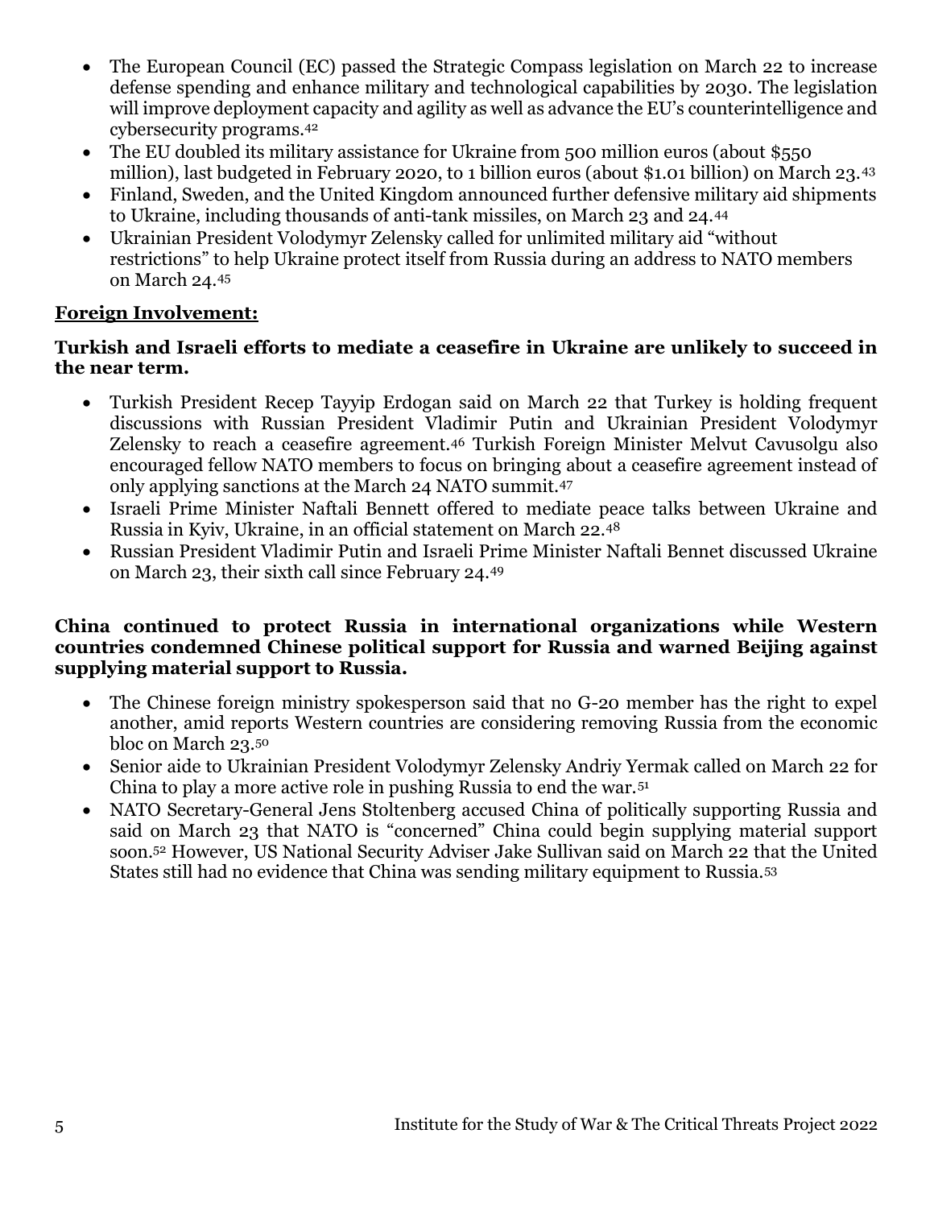- The European Council (EC) passed the Strategic Compass legislation on March 22 to increase defense spending and enhance military and technological capabilities by 2030. The legislation will improve deployment capacity and agility as well as advance the EU's counterintelligence and cybersecurity programs.[42]
- The EU doubled its military assistance for Ukraine from 500 million euros (about $550 million), last budgeted in February 2020, to 1 billion euros (about $1.01 billion) on March 23.[43]
- Finland, Sweden, and the United Kingdom announced further defensive military aid shipments to Ukraine, including thousands of anti-tank missiles, on March 23 and 24.[44]
- Ukrainian President Volodymyr Zelensky called for unlimited military aid "without restrictions" to help Ukraine protect itself from Russia during an address to NATO members on March 24.[45]

**Foreign Involvement:**

**Turkish and Israeli efforts to mediate a ceasefire in Ukraine are unlikely to succeed in the near term.**

- Turkish President Recep Tayyip Erdogan said on March 22 that Turkey is holding frequent discussions with Russian President Vladimir Putin and Ukrainian President Volodymyr Zelensky to reach a ceasefire agreement.[46] Turkish Foreign Minister Melvut Cavusolgu also encouraged fellow NATO members to focus on bringing about a ceasefire agreement instead of only applying sanctions at the March 24 NATO summit.[47]
- Israeli Prime Minister Naftali Bennett offered to mediate peace talks between Ukraine and Russia in Kyiv, Ukraine, in an official statement on March 22.[48]
- Russian President Vladimir Putin and Israeli Prime Minister Naftali Bennet discussed Ukraine on March 23, their sixth call since February 24.[49]

**China continued to protect Russia in international organizations while Western countries condemned Chinese political support for Russia and warned Beijing against supplying material support to Russia.**

- The Chinese foreign ministry spokesperson said that no G-20 member has the right to expel another, amid reports Western countries are considering removing Russia from the economic bloc on March 23.[50]
- Senior aide to Ukrainian President Volodymyr Zelensky Andriy Yermak called on March 22 for China to play a more active role in pushing Russia to end the war.[51]
- NATO Secretary-General Jens Stoltenberg accused China of politically supporting Russia and said on March 23 that NATO is "concerned" China could begin supplying material support soon.[52] However, US National Security Adviser Jake Sullivan said on March 22 that the United States still had no evidence that China was sending military equipment to Russia.[53]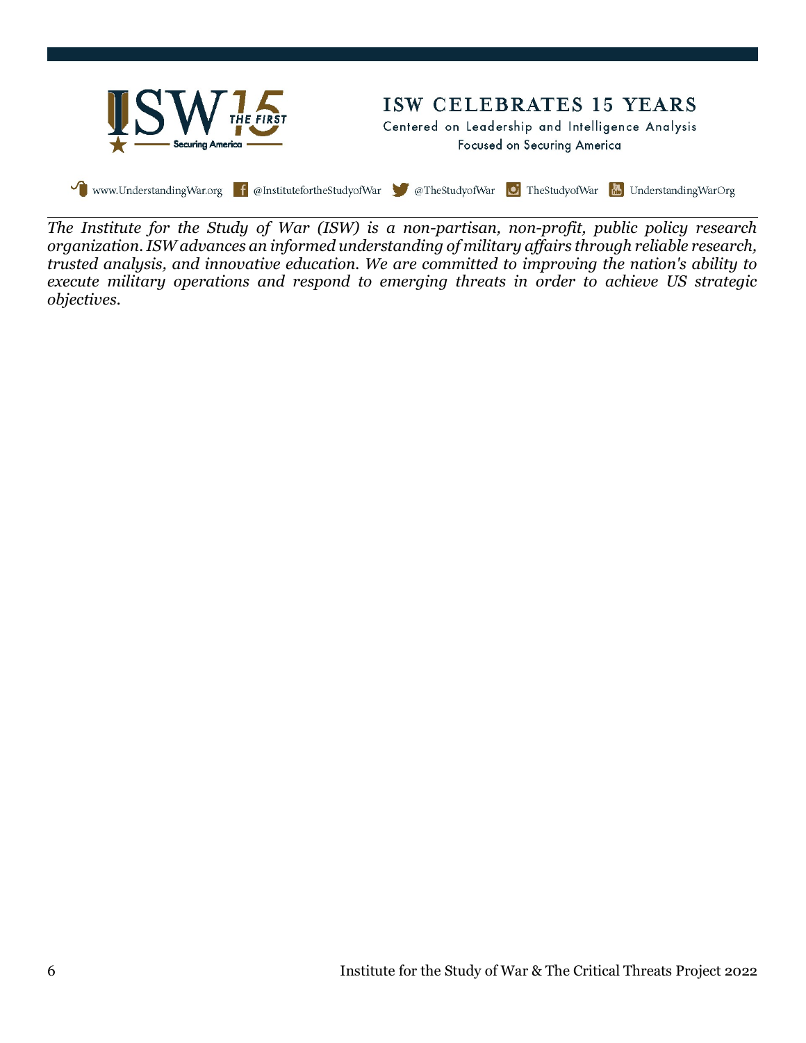# ISW CELEBRATES 15 YEARS

Centered on Leadership and Intelligence Analysis

Focused on Securing America

www.UnderstandingWar.org @InstitutefortheStudyofWar @TheStudyofWar TheStudyofWar UnderstandingWarOrg

*The Institute for the Study of War (ISW) is a non-partisan, non-profit, public policy research organization. ISW advances an informed understanding of military affairs through reliable research, trusted analysis, and innovative education. We are committed to improving the nation's ability to execute military operations and respond to emerging threats in order to achieve US strategic objectives.*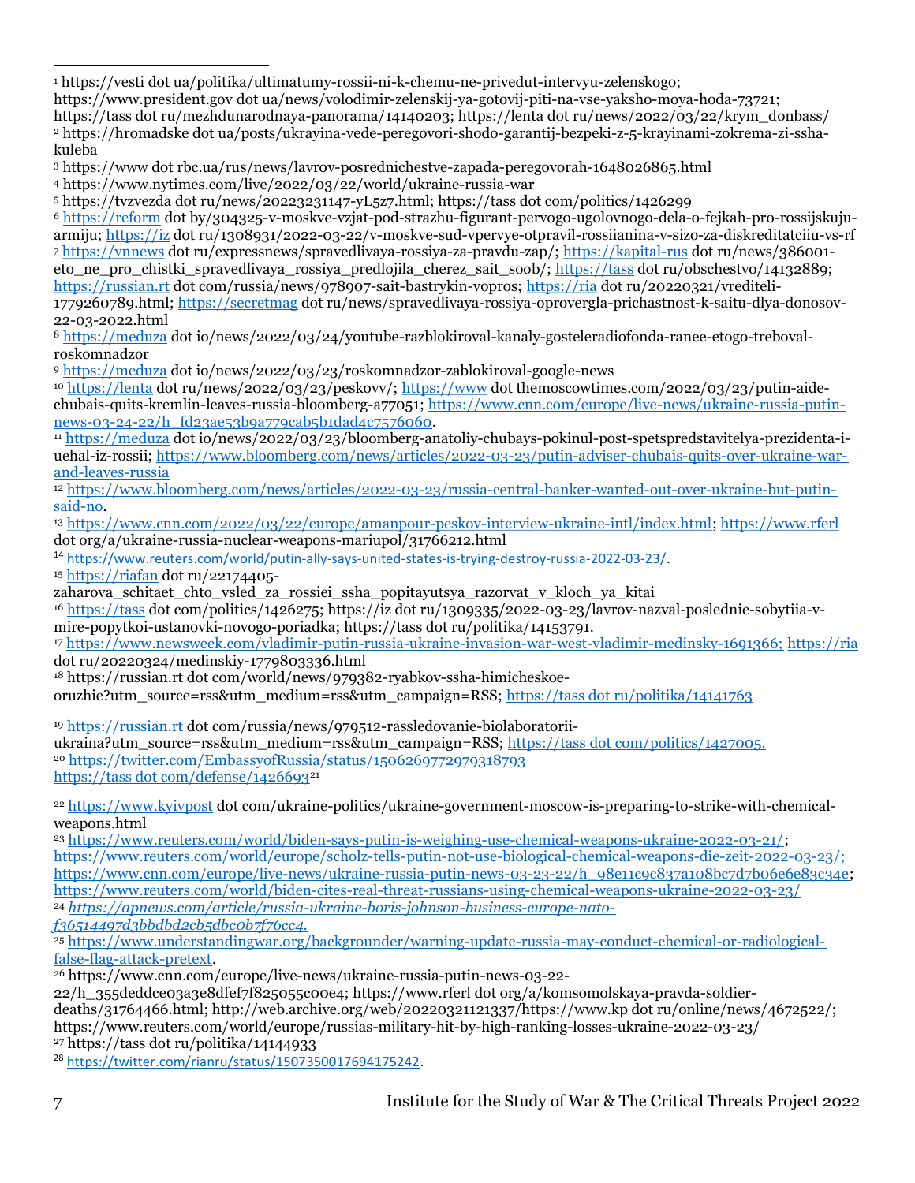[1] https://vesti dot ua/politika/ultimatumy-rossii-ni-k-chemu-ne-privedut-intervyu-zelenskogo; https://www.president.gov dot ua/news/volodimir-zelenskij-ya-gotovij-piti-na-vse-yaksho-moya-hoda-73721; https://tass dot ru/mezhdunarodnaya-panorama/14140203; https://lenta dot ru/news/2022/03/22/krym_donbass/

[2] https://hromadske dot ua/posts/ukrayina-vede-peregovori-shodo-garantij-bezpeki-z-5-krayinami-zokrema-zi-ssha-kuleba

[3] https://www dot rbc.ua/rus/news/lavrov-posrednichestve-zapada-peregovorah-1648026865.html

[4] https://www.nytimes.com/live/2022/03/22/world/ukraine-russia-war

[5] https://tvzvezda dot ru/news/20223231147-yL5z7.html; https://tass dot com/politics/1426299

[6] https://reform dot by/304325-v-moskve-vzjat-pod-strazhu-figurant-pervogo-ugolovnogo-dela-o-fejkah-pro-rossijskuju-armiju; https://iz dot ru/1308931/2022-03-22/v-moskve-sud-vpervye-otpravil-rossiianina-v-sizo-za-diskreditatciiu-vs-rf

[7] https://vnnews dot ru/expressnews/spravedlivaya-rossiya-za-pravdu-zap/; https://kapital-rus dot ru/news/386001-eto_ne_pro_chistki_spravedlivaya_rossiya_predlojila_cherez_sait_soob/; https://tass dot ru/obschestvo/14132889; https://russian.rt dot com/russia/news/978907-sait-bastrykin-vopros; https://ria dot ru/20220321/vrediteli-1779260789.html; https://secretmag dot ru/news/spravedlivaya-rossiya-oprovergla-prichastnost-k-saitu-dlya-donosov-22-03-2022.html

[8] https://meduza dot io/news/2022/03/24/youtube-razblokiroval-kanaly-gosteleradiofonda-ranee-etogo-treboval-roskomnadzor

[9] https://meduza dot io/news/2022/03/23/roskomnadzor-zablokiroval-google-news

[10] https://lenta dot ru/news/2022/03/23/peskovv/; https://www dot themoscowtimes.com/2022/03/23/putin-aide-chubais-quits-kremlin-leaves-russia-bloomberg-a77051; https://www.cnn.com/europe/live-news/ukraine-russia-putin-news-03-24-22/h_fd23ae53b9a779cab5b1dad4c7576060.

[11] https://meduza dot io/news/2022/03/23/bloomberg-anatoliy-chubays-pokinul-post-spetspredstavitelya-prezidenta-i-uehal-iz-rossii; https://www.bloomberg.com/news/articles/2022-03-23/putin-adviser-chubais-quits-over-ukraine-war-and-leaves-russia

[12] https://www.bloomberg.com/news/articles/2022-03-23/russia-central-banker-wanted-out-over-ukraine-but-putin-said-no.

[13] https://www.cnn.com/2022/03/22/europe/amanpour-peskov-interview-ukraine-intl/index.html; https://www.rferl dot org/a/ukraine-russia-nuclear-weapons-mariupol/31766212.html

[14] https://www.reuters.com/world/putin-ally-says-united-states-is-trying-destroy-russia-2022-03-23/.

[15] https://riafan dot ru/22174405-zaharova_schitaet_chto_vsled_za_rossiei_ssha_popitayutsya_razorvat_v_kloch_ya_kitai

[16] https://tass dot com/politics/1426275; https://iz dot ru/1309335/2022-03-23/lavrov-nazval-poslednie-sobytiia-v-mire-popytkoi-ustanovki-novogo-poriadka; https://tass dot ru/politika/14153791.

[17] https://www.newsweek.com/vladimir-putin-russia-ukraine-invasion-war-west-vladimir-medinsky-1691366; https://ria dot ru/20220324/medinskiy-1779803336.html

[18] https://russian.rt dot com/world/news/979382-ryabkov-ssha-himicheskoe-oruzhie?utm_source=rss&utm_medium=rss&utm_campaign=RSS; https://tass dot ru/politika/14141763

[19] https://russian.rt dot com/russia/news/979512-rassledovanie-biolaboratorii-ukraina?utm_source=rss&utm_medium=rss&utm_campaign=RSS; https://tass dot com/politics/1427005.

[20] https://twitter.com/EmbassyofRussia/status/1506269772979318793
https://tass dot com/defense/1426693[21]

[22] https://www.kyivpost dot com/ukraine-politics/ukraine-government-moscow-is-preparing-to-strike-with-chemical-weapons.html

[23] https://www.reuters.com/world/biden-says-putin-is-weighing-use-chemical-weapons-ukraine-2022-03-21/; https://www.reuters.com/world/europe/scholz-tells-putin-not-use-biological-chemical-weapons-die-zeit-2022-03-23/; https://www.cnn.com/europe/live-news/ukraine-russia-putin-news-03-23-22/h_98e11c9c837a108bc7d7b06e6e83c34e; https://www.reuters.com/world/biden-cites-real-threat-russians-using-chemical-weapons-ukraine-2022-03-23/

[24] *https://apnews.com/article/russia-ukraine-boris-johnson-business-europe-nato-f36514497d3bbdbd2cb5dbc0b7f76cc4.*

[25] https://www.understandingwar.org/backgrounder/warning-update-russia-may-conduct-chemical-or-radiological-false-flag-attack-pretext.

[26] https://www.cnn.com/europe/live-news/ukraine-russia-putin-news-03-22-22/h_355deddce03a3e8dfef7f825055c00e4; https://www.rferl dot org/a/komsomolskaya-pravda-soldier-deaths/31764466.html; http://web.archive.org/web/20220321121337/https://www.kp dot ru/online/news/4672522/; https://www.reuters.com/world/europe/russias-military-hit-by-high-ranking-losses-ukraine-2022-03-23/

[27] https://tass dot ru/politika/14144933

[28] https://twitter.com/rianru/status/1507350017694175242.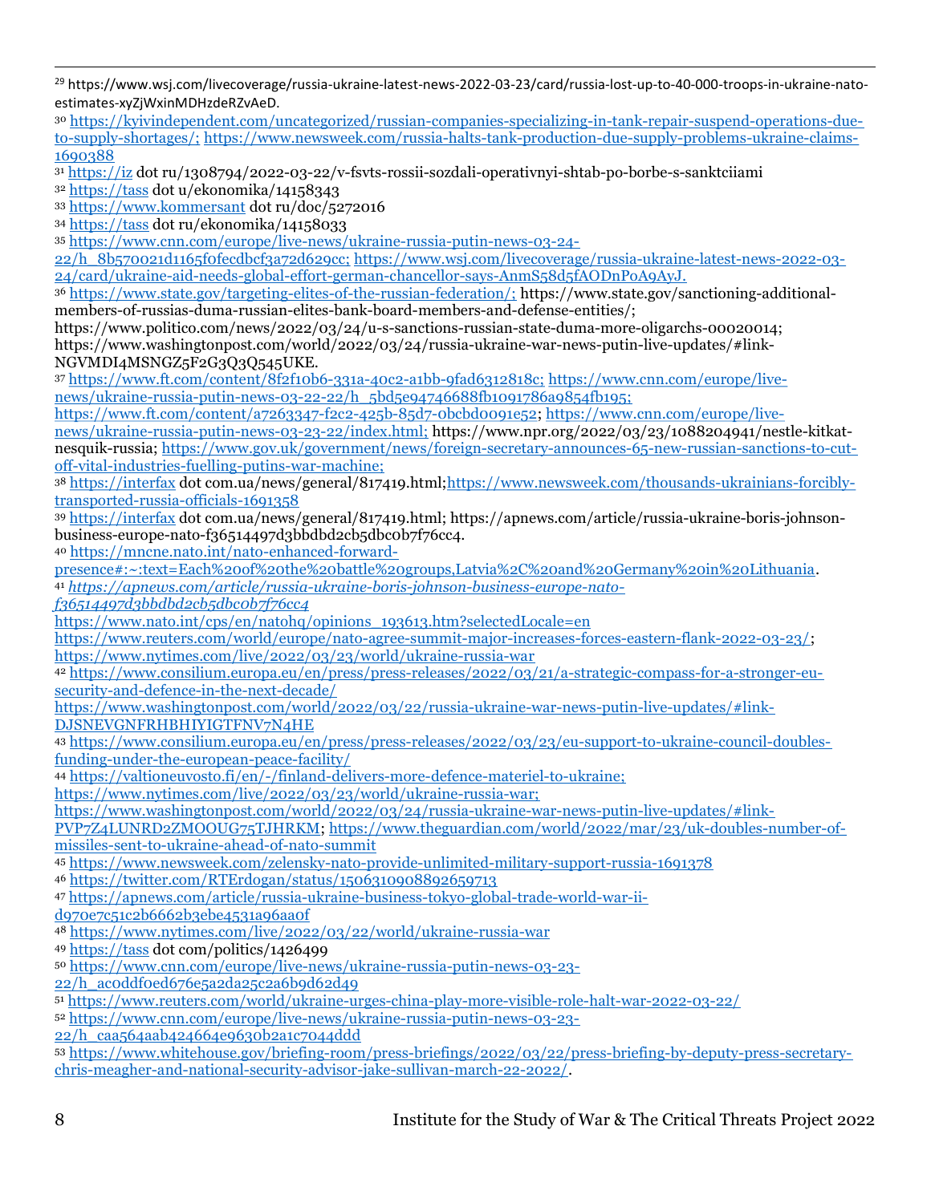[29] https://www.wsj.com/livecoverage/russia-ukraine-latest-news-2022-03-23/card/russia-lost-up-to-40-000-troops-in-ukraine-nato-estimates-xyZjWxinMDHzdeRZvAeD.

[30] https://kyivindependent.com/uncategorized/russian-companies-specializing-in-tank-repair-suspend-operations-due-to-supply-shortages/; https://www.newsweek.com/russia-halts-tank-production-due-supply-problems-ukraine-claims-1690388

[31] https://iz dot ru/1308794/2022-03-22/v-fsvts-rossii-sozdali-operativnyi-shtab-po-borbe-s-sanktciiami

[32] https://tass dot u/ekonomika/14158343

[33] https://www.kommersant dot ru/doc/5272016

[34] https://tass dot ru/ekonomika/14158033

[35] https://www.cnn.com/europe/live-news/ukraine-russia-putin-news-03-24-22/h_8b570021d1165f0fecdbcf3a72d629cc; https://www.wsj.com/livecoverage/russia-ukraine-latest-news-2022-03-24/card/ukraine-aid-needs-global-effort-german-chancellor-says-AnmS58d5fAODnPoA9AyJ.

[36] https://www.state.gov/targeting-elites-of-the-russian-federation/; https://www.state.gov/sanctioning-additional-members-of-russias-duma-russian-elites-bank-board-members-and-defense-entities/; https://www.politico.com/news/2022/03/24/u-s-sanctions-russian-state-duma-more-oligarchs-00020014; https://www.washingtonpost.com/world/2022/03/24/russia-ukraine-war-news-putin-live-updates/#link-NGVMDI4MSNGZ5F2G3Q3Q545UKE.

[37] https://www.ft.com/content/8f2f10b6-331a-40c2-a1bb-9fad6312818c; https://www.cnn.com/europe/live-news/ukraine-russia-putin-news-03-22-22/h_5bd5e94746688fb1091786a9854fb195; https://www.ft.com/content/a7263347-f2c2-425b-85d7-0bcbd0091e52; https://www.cnn.com/europe/live-news/ukraine-russia-putin-news-03-23-22/index.html; https://www.npr.org/2022/03/23/1088204941/nestle-kitkat-nesquik-russia; https://www.gov.uk/government/news/foreign-secretary-announces-65-new-russian-sanctions-to-cut-off-vital-industries-fuelling-putins-war-machine;

[38] https://interfax dot com.ua/news/general/817419.html;https://www.newsweek.com/thousands-ukrainians-forcibly-transported-russia-officials-1691358

[39] https://interfax dot com.ua/news/general/817419.html; https://apnews.com/article/russia-ukraine-boris-johnson-business-europe-nato-f36514497d3bbdbd2cb5dbc0b7f76cc4.

[40] https://mncne.nato.int/nato-enhanced-forward-presence#:~:text=Each%20of%20the%20battle%20groups,Latvia%2C%20and%20Germany%20in%20Lithuania.

[41] *https://apnews.com/article/russia-ukraine-boris-johnson-business-europe-nato-f36514497d3bbdbd2cb5dbc0b7f76cc4*
https://www.nato.int/cps/en/natohq/opinions_193613.htm?selectedLocale=en
https://www.reuters.com/world/europe/nato-agree-summit-major-increases-forces-eastern-flank-2022-03-23/;
https://www.nytimes.com/live/2022/03/23/world/ukraine-russia-war

[42] https://www.consilium.europa.eu/en/press/press-releases/2022/03/21/a-strategic-compass-for-a-stronger-eu-security-and-defence-in-the-next-decade/
https://www.washingtonpost.com/world/2022/03/22/russia-ukraine-war-news-putin-live-updates/#link-DJSNEVGNFRHBHIYIGTFNV7N4HE

[43] https://www.consilium.europa.eu/en/press/press-releases/2022/03/23/eu-support-to-ukraine-council-doubles-funding-under-the-european-peace-facility/

[44] https://valtioneuvosto.fi/en/-/finland-delivers-more-defence-materiel-to-ukraine;
https://www.nytimes.com/live/2022/03/23/world/ukraine-russia-war;
https://www.washingtonpost.com/world/2022/03/24/russia-ukraine-war-news-putin-live-updates/#link-PVP7Z4LUNRD2ZMOOUG75TJHRKM; https://www.theguardian.com/world/2022/mar/23/uk-doubles-number-of-missiles-sent-to-ukraine-ahead-of-nato-summit

[45] https://www.newsweek.com/zelensky-nato-provide-unlimited-military-support-russia-1691378

[46] https://twitter.com/RTErdogan/status/1506310908892659713

[47] https://apnews.com/article/russia-ukraine-business-tokyo-global-trade-world-war-ii-d970e7c51c2b6662b3ebe4531a96aa0f

[48] https://www.nytimes.com/live/2022/03/22/world/ukraine-russia-war

[49] https://tass dot com/politics/1426499

[50] https://www.cnn.com/europe/live-news/ukraine-russia-putin-news-03-23-22/h_ac0ddf0ed676e5a2da25c2a6b9d62d49

[51] https://www.reuters.com/world/ukraine-urges-china-play-more-visible-role-halt-war-2022-03-22/

[52] https://www.cnn.com/europe/live-news/ukraine-russia-putin-news-03-23-22/h_caa564aab424664e9630b2a1c7044ddd

[53] https://www.whitehouse.gov/briefing-room/press-briefings/2022/03/22/press-briefing-by-deputy-press-secretary-chris-meagher-and-national-security-advisor-jake-sullivan-march-22-2022/.